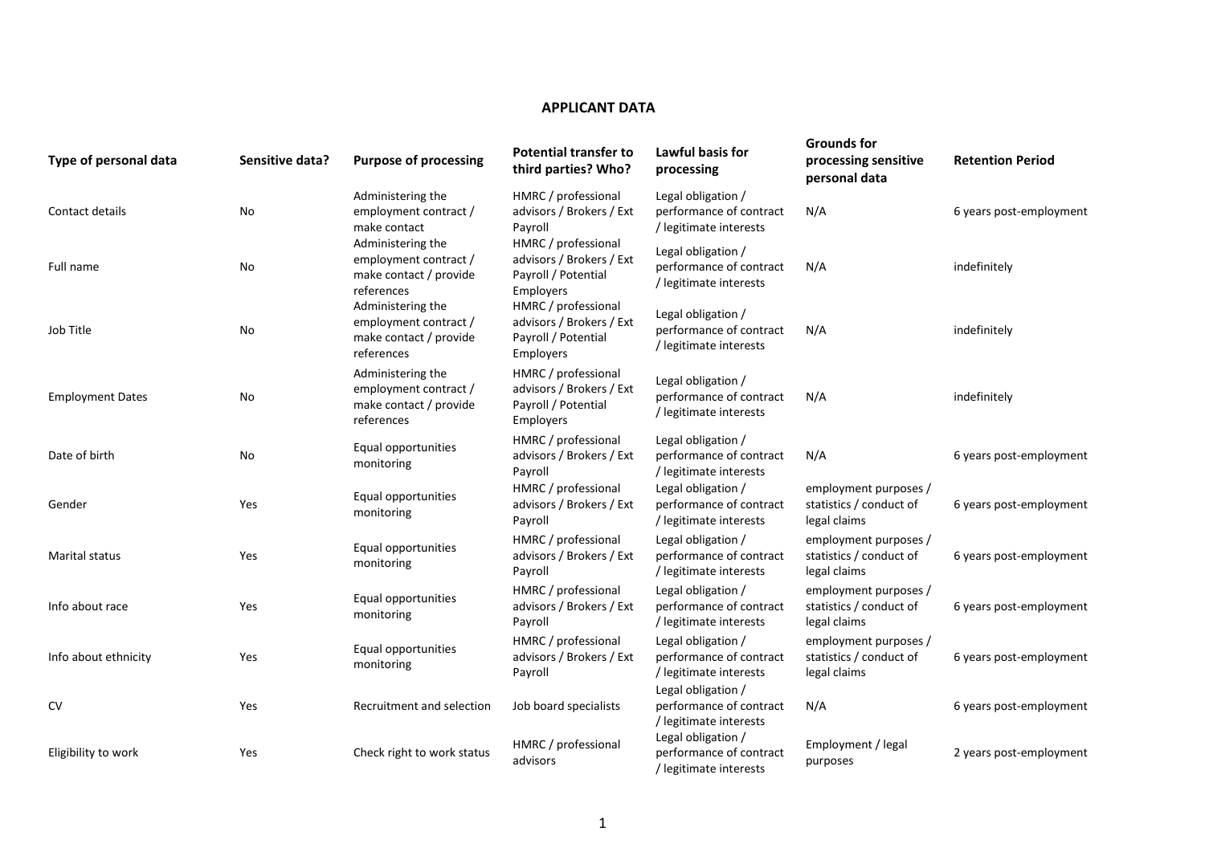## APPLICANT DATA

| Type of personal data | Sensitive data? | Purpose of processing | Potential transfer to third parties? Who? | Lawful basis for processing | Grounds for processing sensitive personal data | Retention Period |
|---|---|---|---|---|---|---|
| Contact details | No | Administering the employment contract / make contact | HMRC / professional advisors / Brokers / Ext Payroll | Legal obligation / performance of contract / legitimate interests | N/A | 6 years post-employment |
| Full name | No | Administering the employment contract / make contact / provide references | HMRC / professional advisors / Brokers / Ext Payroll / Potential Employers | Legal obligation / performance of contract / legitimate interests | N/A | indefinitely |
| Job Title | No | Administering the employment contract / make contact / provide references | HMRC / professional advisors / Brokers / Ext Payroll / Potential Employers | Legal obligation / performance of contract / legitimate interests | N/A | indefinitely |
| Employment Dates | No | Administering the employment contract / make contact / provide references | HMRC / professional advisors / Brokers / Ext Payroll / Potential Employers | Legal obligation / performance of contract / legitimate interests | N/A | indefinitely |
| Date of birth | No | Equal opportunities monitoring | HMRC / professional advisors / Brokers / Ext Payroll | Legal obligation / performance of contract / legitimate interests | N/A | 6 years post-employment |
| Gender | Yes | Equal opportunities monitoring | HMRC / professional advisors / Brokers / Ext Payroll | Legal obligation / performance of contract / legitimate interests | employment purposes / statistics / conduct of legal claims | 6 years post-employment |
| Marital status | Yes | Equal opportunities monitoring | HMRC / professional advisors / Brokers / Ext Payroll | Legal obligation / performance of contract / legitimate interests | employment purposes / statistics / conduct of legal claims | 6 years post-employment |
| Info about race | Yes | Equal opportunities monitoring | HMRC / professional advisors / Brokers / Ext Payroll | Legal obligation / performance of contract / legitimate interests | employment purposes / statistics / conduct of legal claims | 6 years post-employment |
| Info about ethnicity | Yes | Equal opportunities monitoring | HMRC / professional advisors / Brokers / Ext Payroll | Legal obligation / performance of contract / legitimate interests | employment purposes / statistics / conduct of legal claims | 6 years post-employment |
| CV | Yes | Recruitment and selection | Job board specialists | Legal obligation / performance of contract / legitimate interests | N/A | 6 years post-employment |
| Eligibility to work | Yes | Check right to work status | HMRC / professional advisors | Legal obligation / performance of contract / legitimate interests | Employment / legal purposes | 2 years post-employment |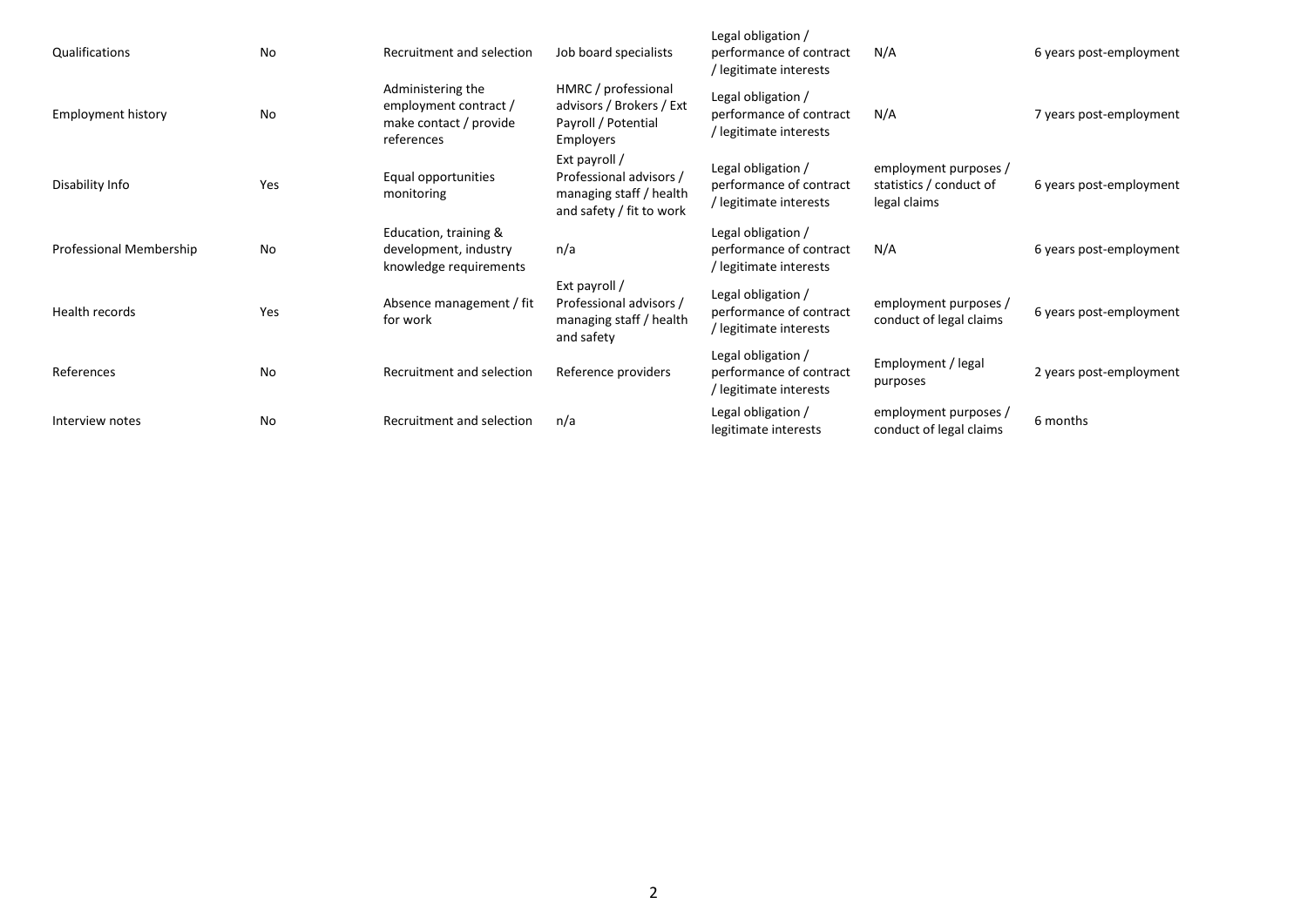| | | | | | | |
|---|---|---|---|---|---|---|
| Qualifications | No | Recruitment and selection | Job board specialists | Legal obligation / performance of contract / legitimate interests | N/A | 6 years post-employment |
| Employment history | No | Administering the employment contract / make contact / provide references | HMRC / professional advisors / Brokers / Ext Payroll / Potential Employers | Legal obligation / performance of contract / legitimate interests | N/A | 7 years post-employment |
| Disability Info | Yes | Equal opportunities monitoring | Ext payroll / Professional advisors / managing staff / health and safety / fit to work | Legal obligation / performance of contract / legitimate interests | employment purposes / statistics / conduct of legal claims | 6 years post-employment |
| Professional Membership | No | Education, training & development, industry knowledge requirements | n/a | Legal obligation / performance of contract / legitimate interests | N/A | 6 years post-employment |
| Health records | Yes | Absence management / fit for work | Ext payroll / Professional advisors / managing staff / health and safety | Legal obligation / performance of contract / legitimate interests | employment purposes / conduct of legal claims | 6 years post-employment |
| References | No | Recruitment and selection | Reference providers | Legal obligation / performance of contract / legitimate interests | Employment / legal purposes | 2 years post-employment |
| Interview notes | No | Recruitment and selection | n/a | Legal obligation / legitimate interests | employment purposes / conduct of legal claims | 6 months |